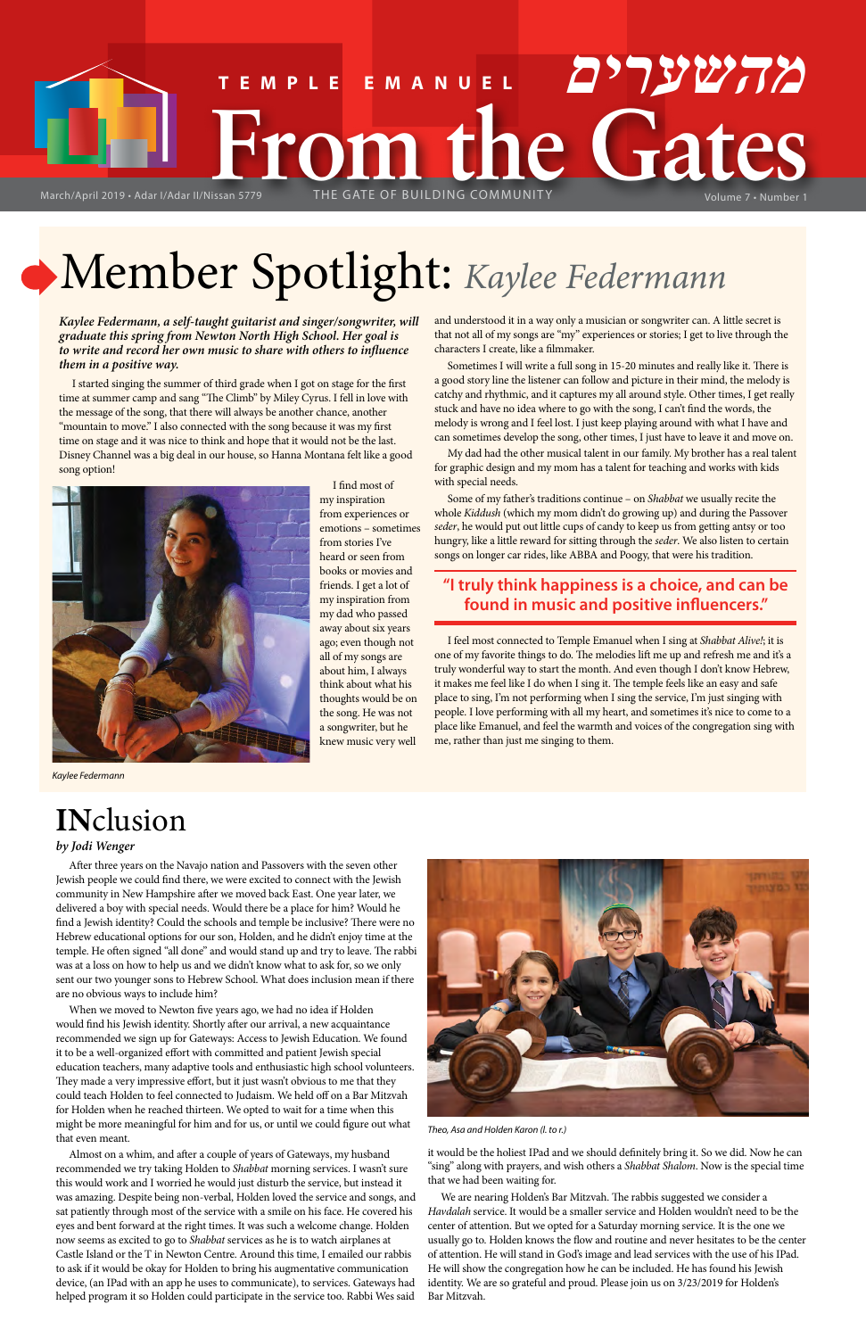# TEMPLE EMANUEL From the Gates מהשערים

March/April 2019 • Adar I/Adar II/Nissan 5779 THE GATE OF BUILDING COMMUNITY Volume 7 • Number 1

## Member Spotlight: *Kaylee Federmann*

***Kaylee Federmann, a self-taught guitarist and singer/songwriter, will graduate this spring from Newton North High School. Her goal is to write and record her own music to share with others to influence them in a positive way.***

I started singing the summer of third grade when I got on stage for the first time at summer camp and sang "The Climb" by Miley Cyrus. I fell in love with the message of the song, that there will always be another chance, another "mountain to move." I also connected with the song because it was my first time on stage and it was nice to think and hope that it would not be the last. Disney Channel was a big deal in our house, so Hanna Montana felt like a good song option!

I find most of my inspiration from experiences or emotions – sometimes from stories I've heard or seen from books or movies and friends. I get a lot of my inspiration from my dad who passed away about six years ago; even though not all of my songs are about him, I always think about what his thoughts would be on the song. He was not a songwriter, but he knew music very well and understood it in a way only a musician or songwriter can. A little secret is that not all of my songs are "my" experiences or stories; I get to live through the characters I create, like a filmmaker.

Kaylee Federmann

Sometimes I will write a full song in 15-20 minutes and really like it. There is a good story line the listener can follow and picture in their mind, the melody is catchy and rhythmic, and it captures my all around style. Other times, I get really stuck and have no idea where to go with the song, I can't find the words, the melody is wrong and I feel lost. I just keep playing around with what I have and can sometimes develop the song, other times, I just have to leave it and move on.

My dad had the other musical talent in our family. My brother has a real talent for graphic design and my mom has a talent for teaching and works with kids with special needs.

Some of my father's traditions continue – on *Shabbat* we usually recite the whole *Kiddush* (which my mom didn't do growing up) and during the Passover *seder*, he would put out little cups of candy to keep us from getting antsy or too hungry, like a little reward for sitting through the *seder*. We also listen to certain songs on longer car rides, like ABBA and Poogy, that were his tradition.

**"I truly think happiness is a choice, and can be found in music and positive influencers."**

I feel most connected to Temple Emanuel when I sing at *Shabbat Alive!*; it is one of my favorite things to do. The melodies lift me up and refresh me and it's a truly wonderful way to start the month. And even though I don't know Hebrew, it makes me feel like I do when I sing it. The temple feels like an easy and safe place to sing, I'm not performing when I sing the service, I'm just singing with people. I love performing with all my heart, and sometimes it's nice to come to a place like Emanuel, and feel the warmth and voices of the congregation sing with me, rather than just me singing to them.

## INclusion

*by Jodi Wenger*

After three years on the Navajo nation and Passovers with the seven other Jewish people we could find there, we were excited to connect with the Jewish community in New Hampshire after we moved back East. One year later, we delivered a boy with special needs. Would there be a place for him? Would he find a Jewish identity? Could the schools and temple be inclusive? There were no Hebrew educational options for our son, Holden, and he didn't enjoy time at the temple. He often signed "all done" and would stand up and try to leave. The rabbi was at a loss on how to help us and we didn't know what to ask for, so we only sent our two younger sons to Hebrew School. What does inclusion mean if there are no obvious ways to include him?

When we moved to Newton five years ago, we had no idea if Holden would find his Jewish identity. Shortly after our arrival, a new acquaintance recommended we sign up for Gateways: Access to Jewish Education. We found it to be a well-organized effort with committed and patient Jewish special education teachers, many adaptive tools and enthusiastic high school volunteers. They made a very impressive effort, but it just wasn't obvious to me that they could teach Holden to feel connected to Judaism. We held off on a Bar Mitzvah for Holden when he reached thirteen. We opted to wait for a time when this might be more meaningful for him and for us, or until we could figure out what that even meant.

Almost on a whim, and after a couple of years of Gateways, my husband recommended we try taking Holden to *Shabbat* morning services. I wasn't sure this would work and I worried he would just disturb the service, but instead it was amazing. Despite being non-verbal, Holden loved the service and songs, and sat patiently through most of the service with a smile on his face. He covered his eyes and bent forward at the right times. It was such a welcome change. Holden now seems as excited to go to *Shabbat* services as he is to watch airplanes at Castle Island or the T in Newton Centre. Around this time, I emailed our rabbis to ask if it would be okay for Holden to bring his augmentative communication device, (an IPad with an app he uses to communicate), to services. Gateways had helped program it so Holden could participate in the service too. Rabbi Wes said it would be the holiest IPad and we should definitely bring it. So we did. Now he can "sing" along with prayers, and wish others a *Shabbat Shalom*. Now is the special time that we had been waiting for.

Theo, Asa and Holden Karon (l. to r.)

We are nearing Holden's Bar Mitzvah. The rabbis suggested we consider a *Havdalah* service. It would be a smaller service and Holden wouldn't need to be the center of attention. But we opted for a Saturday morning service. It is the one we usually go to. Holden knows the flow and routine and never hesitates to be the center of attention. He will stand in God's image and lead services with the use of his IPad. He will show the congregation how he can be included. He has found his Jewish identity. We are so grateful and proud. Please join us on 3/23/2019 for Holden's Bar Mitzvah.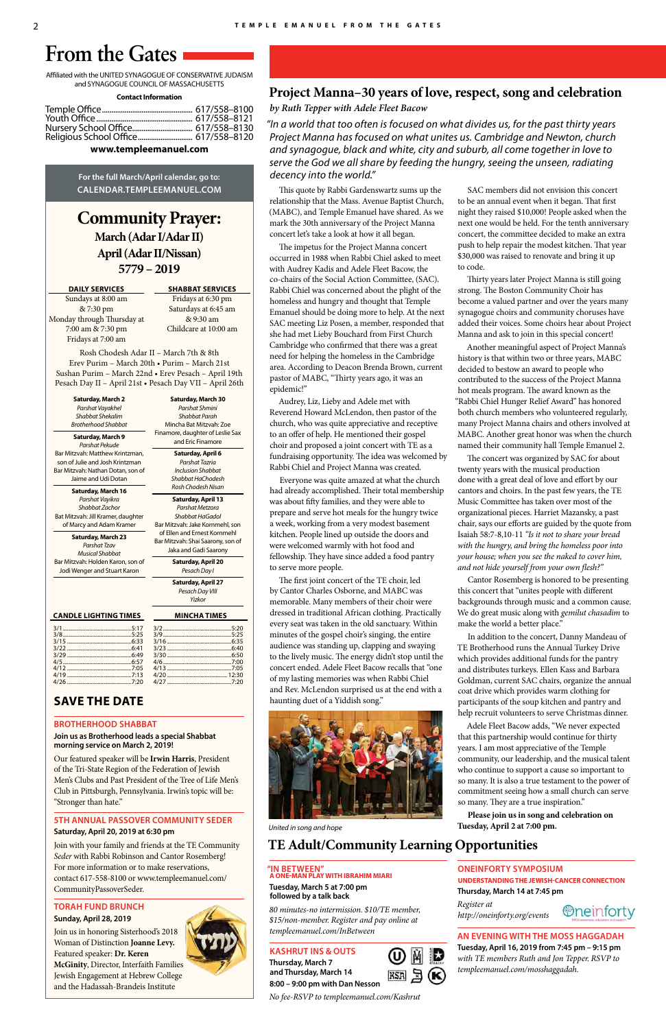# From the Gates

Affiliated with the UNITED SYNAGOGUE OF CONSERVATIVE JUDAISM and SYNAGOGUE COUNCIL OF MASSACHUSETTS

**Contact Information**

Temple Office ........ 617/558-8100
Youth Office ........ 617/558-8121
Nursery School Office ........ 617/558-8130
Religious School Office ........ 617/558-8120

**www.templeemanuel.com**

For the full March/April calendar, go to:
CALENDAR.TEMPLEEMANUEL.COM

## Community Prayer:

### March (Adar I/Adar II)
### April (Adar II/Nissan)
### 5779 – 2019

| DAILY SERVICES | SHABBAT SERVICES |
|---|---|
| Sundays at 8:00 am & 7:30 pm | Fridays at 6:30 pm |
| Monday through Thursday at 7:00 am & 7:30 pm | Saturdays at 6:45 am & 9:30 am |
| Fridays at 7:00 am | Childcare at 10:00 am |

Rosh Chodesh Adar II – March 7th & 8th
Erev Purim – March 20th • Purim – March 21st
Sushan Purim – March 22nd • Erev Pesach – April 19th
Pesach Day II – April 21st • Pesach Day VII – April 26th

**Saturday, March 2**
*Parshat Vayakhel*
*Shabbat Shekalim*
*Brotherhood Shabbat*

**Saturday, March 9**
*Parshat Pekude*
Bar Mitzvah: Matthew Krintzman, son of Julie and Josh Krintzman
Bar Mitzvah: Nathan Dotan, son of Jaime and Udi Dotan

**Saturday, March 16**
*Parshat Vayikra*
*Shabbat Zachor*
Bat Mitzvah: Jill Kramer, daughter of Marcy and Adam Kramer

**Saturday, March 23**
*Parshat Tzav*
*Musical Shabbat*
Bar Mitzvah: Holden Karon, son of Jodi Wenger and Stuart Karon

**Saturday, March 30**
*Parshat Shmini*
*Shabbat Parah*
Mincha Bat Mitzvah: Zoe Finamore, daughter of Leslie Sax and Eric Finamore

**Saturday, April 6**
*Parshat Tazria*
*Inclusion Shabbat*
*Shabbat HaChodesh*
*Rosh Chodesh Nisan*

**Saturday, April 13**
*Parshat Metzora*
*Shabbat HaGadol*
Bar Mitzvah: Jake Kornmehl, son of Ellen and Ernest Kornmehl
Bar Mitzvah: Shai Saarony, son of Jaka and Gadi Saarony

**Saturday, April 20**
*Pesach Day I*

**Saturday, April 27**
*Pesach Day VIII*
*Yizkor*

| CANDLE LIGHTING TIMES | | MINCHA TIMES | |
|---|---|---|---|
| 3/1 | 5:17 | 3/2 | 5:20 |
| 3/8 | 5:25 | 3/9 | 5:25 |
| 3/15 | 6:33 | 3/16 | 6:35 |
| 3/22 | 6:41 | 3/23 | 6:40 |
| 3/29 | 6:49 | 3/30 | 6:50 |
| 4/5 | 6:57 | 4/6 | 7:00 |
| 4/12 | 7:05 | 4/13 | 7:05 |
| 4/19 | 7:13 | 4/20 | 12:30 |
| 4/26 | 7:20 | 4/27 | 7:20 |

## SAVE THE DATE

### BROTHERHOOD SHABBAT

**Join us as Brotherhood leads a special Shabbat morning service on March 2, 2019!**

Our featured speaker will be **Irwin Harris**, President of the Tri-State Region of the Federation of Jewish Men's Clubs and Past President of the Tree of Life Men's Club in Pittsburgh, Pennsylvania. Irwin's topic will be: "Stronger than hate."

### 5TH ANNUAL PASSOVER COMMUNITY SEDER

**Saturday, April 20, 2019 at 6:30 pm**

Join with your family and friends at the TE Community *Seder* with Rabbi Robinson and Cantor Rosenberg! For more information or to make reservations, contact 617-558-8100 or www.templeemanuel.com/CommunityPassoverSeder.

### TORAH FUND BRUNCH

**Sunday, April 28, 2019**

Join us in honoring Sisterhood's 2018 Woman of Distinction **Joanne Levy.** Featured speaker: **Dr. Keren McGinity**, Director, Interfaith Families Jewish Engagement at Hebrew College and the Hadassah-Brandeis Institute

## Project Manna–30 years of love, respect, song and celebration

*by Ruth Tepper with Adele Fleet Bacow*

*"In a world that too often is focused on what divides us, for the past thirty years Project Manna has focused on what unites us. Cambridge and Newton, church and synagogue, black and white, city and suburb, all come together in love to serve the God we all share by feeding the hungry, seeing the unseen, radiating decency into the world."*

This quote by Rabbi Gardenswartz sums up the relationship that the Mass. Avenue Baptist Church, (MABC), and Temple Emanuel have shared. As we mark the 30th anniversary of the Project Manna concert let's take a look at how it all began.

The impetus for the Project Manna concert occurred in 1988 when Rabbi Chiel asked to meet with Audrey Kadis and Adele Fleet Bacow, the co-chairs of the Social Action Committee, (SAC). Rabbi Chiel was concerned about the plight of the homeless and hungry and thought that Temple Emanuel should be doing more to help. At the next SAC meeting Liz Posen, a member, responded that she had met Lieby Bouchard from First Church Cambridge who confirmed that there was a great need for helping the homeless in the Cambridge area. According to Deacon Brenda Brown, current pastor of MABC, "Thirty years ago, it was an epidemic!"

Audrey, Liz, Lieby and Adele met with Reverend Howard McLendon, then pastor of the church, who was quite appreciative and receptive to an offer of help. He mentioned their gospel choir and proposed a joint concert with TE as a fundraising opportunity. The idea was welcomed by Rabbi Chiel and Project Manna was created.

Everyone was quite amazed at what the church had already accomplished. Their total membership was about fifty families, and they were able to prepare and serve hot meals for the hungry twice a week, working from a very modest basement kitchen. People lined up outside the doors and were welcomed warmly with hot food and fellowship. They have since added a food pantry to serve more people.

The first joint concert of the TE choir, led by Cantor Charles Osborne, and MABC was memorable. Many members of their choir were dressed in traditional African clothing. Practically every seat was taken in the old sanctuary. Within minutes of the gospel choir's singing, the entire audience was standing up, clapping and swaying to the lively music. The energy didn't stop until the concert ended. Adele Fleet Bacow recalls that "one of my lasting memories was when Rabbi Chiel and Rev. McLendon surprised us at the end with a haunting duet of a Yiddish song."

*United in song and hope*

SAC members did not envision this concert to be an annual event when it began. That first night they raised $10,000! People asked when the next one would be held. For the tenth anniversary concert, the committee decided to make an extra push to help repair the modest kitchen. That year $30,000 was raised to renovate and bring it up to code.

Thirty years later Project Manna is still going strong. The Boston Community Choir has become a valued partner and over the years many synagogue choirs and community choruses have added their voices. Some choirs hear about Project Manna and ask to join in this special concert!

Another meaningful aspect of Project Manna's history is that within two or three years, MABC decided to bestow an award to people who contributed to the success of the Project Manna hot meals program. The award known as the "Rabbi Chiel Hunger Relief Award" has honored both church members who volunteered regularly, many Project Manna chairs and others involved at MABC. Another great honor was when the church named their community hall Temple Emanuel 2.

The concert was organized by SAC for about twenty years with the musical production done with a great deal of love and effort by our cantors and choirs. In the past few years, the TE Music Committee has taken over most of the organizational pieces. Harriet Mazansky, a past chair, says our efforts are guided by the quote from Isaiah 58:7-8,10-11 *"Is it not to share your bread with the hungry, and bring the homeless poor into your house; when you see the naked to cover him, and not hide yourself from your own flesh?"*

Cantor Rosemberg is honored to be presenting this concert that "unites people with different backgrounds through music and a common cause. We do great music along with *gemilut chasadim* to make the world a better place."

In addition to the concert, Danny Mandeau of TE Brotherhood runs the Annual Turkey Drive which provides additional funds for the pantry and distributes turkeys. Ellen Kass and Barbara Goldman, current SAC chairs, organize the annual coat drive which provides warm clothing for participants of the soup kitchen and pantry and help recruit volunteers to serve Christmas dinner.

Adele Fleet Bacow adds, "We never expected that this partnership would continue for thirty years. I am most appreciative of the Temple community, our leadership, and the musical talent who continue to support a cause so important to so many. It is also a true testament to the power of commitment seeing how a small church can serve so many. They are a true inspiration."

**Please join us in song and celebration on Tuesday, April 2 at 7:00 pm.**

## TE Adult/Community Learning Opportunities

### "IN BETWEEN"
**A ONE-MAN PLAY WITH IBRAHIM MIARI**

**Tuesday, March 5 at 7:00 pm followed by a talk back**

*80 minutes-no intermission. $10/TE member, $15/non-member. Register and pay online at templeemanuel.com/InBetween*

### KASHRUT INS & OUTS

**Thursday, March 7 and Thursday, March 14**
**8:00 – 9:00 pm with Dan Nesson**

*No fee-RSVP to templeemanuel.com/Kashrut*

### ONEINFORTY SYMPOSIUM
**UNDERSTANDING THE JEWISH-CANCER CONNECTION**

**Thursday, March 14 at 7:45 pm**

*Register at http://oneinforty.org/events*

### AN EVENING WITH THE MOSS HAGGADAH

**Tuesday, April 16, 2019 from 7:45 pm – 9:15 pm** *with TE members Ruth and Jon Tepper. RSVP to templeemanuel.com/mosshaggadah.*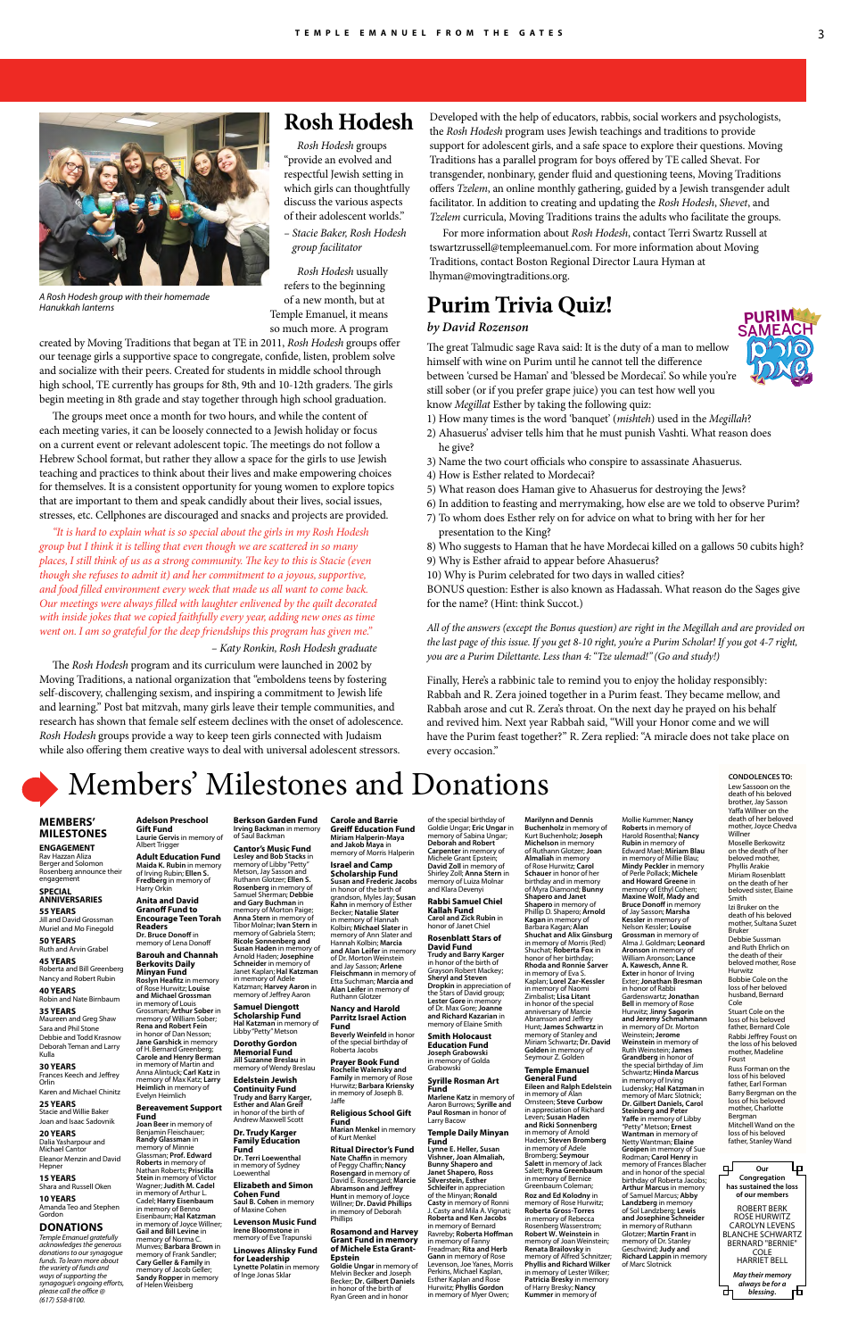# Rosh Hodesh

*Rosh Hodesh* groups "provide an evolved and respectful Jewish setting in which girls can thoughtfully discuss the various aspects of their adolescent worlds."

*– Stacie Baker, Rosh Hodesh group facilitator*

A Rosh Hodesh group with their homemade Hanukkah lanterns

*Rosh Hodesh* usually refers to the beginning of a new month, but at Temple Emanuel, it means so much more. A program created by Moving Traditions that began at TE in 2011, *Rosh Hodesh* groups offer our teenage girls a supportive space to congregate, confide, listen, problem solve and socialize with their peers. Created for students in middle school through high school, TE currently has groups for 8th, 9th and 10-12th graders. The girls begin meeting in 8th grade and stay together through high school graduation.

The groups meet once a month for two hours, and while the content of each meeting varies, it can be loosely connected to a Jewish holiday or focus on a current event or relevant adolescent topic. The meetings do not follow a Hebrew School format, but rather they allow a space for the girls to use Jewish teaching and practices to think about their lives and make empowering choices for themselves. It is a consistent opportunity for young women to explore topics that are important to them and speak candidly about their lives, social issues, stresses, etc. Cellphones are discouraged and snacks and projects are provided.

*"It is hard to explain what is so special about the girls in my Rosh Hodesh group but I think it is telling that even though we are scattered in so many places, I still think of us as a strong community. The key to this is Stacie (even though she refuses to admit it) and her commitment to a joyous, supportive, and food filled environment every week that made us all want to come back. Our meetings were always filled with laughter enlivened by the quilt decorated with inside jokes that we copied faithfully every year, adding new ones as time went on. I am so grateful for the deep friendships this program has given me."*

– *Katy Ronkin, Rosh Hodesh graduate*

The *Rosh Hodesh* program and its curriculum were launched in 2002 by Moving Traditions, a national organization that "emboldens teens by fostering self-discovery, challenging sexism, and inspiring a commitment to Jewish life and learning." Post bat mitzvah, many girls leave their temple communities, and research has shown that female self esteem declines with the onset of adolescence. *Rosh Hodesh* groups provide a way to keep teen girls connected with Judaism while also offering them creative ways to deal with universal adolescent stressors.

Developed with the help of educators, rabbis, social workers and psychologists, the *Rosh Hodesh* program uses Jewish teachings and traditions to provide support for adolescent girls, and a safe space to explore their questions. Moving Traditions has a parallel program for boys offered by TE called Shevat. For transgender, nonbinary, gender fluid and questioning teens, Moving Traditions offers *Tzelem*, an online monthly gathering, guided by a Jewish transgender adult facilitator. In addition to creating and updating the *Rosh Hodesh*, *Shevet*, and *Tzelem* curricula, Moving Traditions trains the adults who facilitate the groups.

For more information about *Rosh Hodesh*, contact Terri Swartz Russell at tswartzrussell@templeemanuel.com. For more information about Moving Traditions, contact Boston Regional Director Laura Hyman at lhyman@movingtraditions.org.

# Purim Trivia Quiz!

*by David Rozenson*

The great Talmudic sage Rava said: It is the duty of a man to mellow himself with wine on Purim until he cannot tell the difference between 'cursed be Haman' and 'blessed be Mordecai'. So while you're still sober (or if you prefer grape juice) you can test how well you know *Megillat* Esther by taking the following quiz:

1) How many times is the word 'banquet' (*mishteh*) used in the *Megillah*?
2) Ahasuerus' adviser tells him that he must punish Vashti. What reason does he give?
3) Name the two court officials who conspire to assassinate Ahasuerus.
4) How is Esther related to Mordecai?
5) What reason does Haman give to Ahasuerus for destroying the Jews?
6) In addition to feasting and merrymaking, how else are we told to observe Purim?
7) To whom does Esther rely on for advice on what to bring with her for her presentation to the King?
8) Who suggests to Haman that he have Mordecai killed on a gallows 50 cubits high?
9) Why is Esther afraid to appear before Ahasuerus?
10) Why is Purim celebrated for two days in walled cities?

BONUS question: Esther is also known as Hadassah. What reason do the Sages give for the name? (Hint: think Succot.)

*All of the answers (except the Bonus question) are right in the Megillah and are provided on the last page of this issue. If you get 8-10 right, you're a Purim Scholar! If you got 4-7 right, you are a Purim Dilettante. Less than 4: "Tze ulemad!" (Go and study!)*

Finally, Here's a rabbinic tale to remind you to enjoy the holiday responsibly: Rabbah and R. Zera joined together in a Purim feast. They became mellow, and Rabbah arose and cut R. Zera's throat. On the next day he prayed on his behalf and revived him. Next year Rabbah said, "Will your Honor come and we will have the Purim feast together?" R. Zera replied: "A miracle does not take place on every occasion."

# Members' Milestones and Donations

## MEMBERS' MILESTONES

### ENGAGEMENT
Rav Hazzan Aliza Berger and Solomon Rosenberg announce their engagement

### SPECIAL ANNIVERSARIES

**55 YEARS**
Jill and David Grossman
Muriel and Mo Finegold

**50 YEARS**
Ruth and Arvin Grabel

**45 YEARS**
Roberta and Bill Greenberg
Nancy and Robert Rubin

**40 YEARS**
Robin and Nate Birnbaum

**35 YEARS**
Maureen and Greg Shaw
Sara and Phil Stone
Debbie and Todd Krasnow
Deborah Teman and Larry Kulla

**30 YEARS**
Frances Keech and Jeffrey Orlin
Karen and Michael Chinitz

**25 YEARS**
Stacie and Willie Baker
Joan and Isaac Sadovnik

**20 YEARS**
Dalia Yasharpour and Michael Cantor
Eleanor Menzin and David Hepner

**15 YEARS**
Shara and Russell Oken

**10 YEARS**
Amanda Teo and Stephen Gordon

## DONATIONS
*Temple Emanuel gratefully acknowledges the generous donations to our synagogue funds. To learn more about the variety of funds and ways of supporting the synagogue's ongoing efforts, please call the office @ (617) 558-8100.*

**Adelson Preschool Gift Fund**
**Laurie Gervis** in memory of Albert Trigger

**Adult Education Fund**
**Maida K. Rubin** in memory of Irving Rubin; **Ellen S. Fredberg** in memory of Harry Orkin

**Anita and David Granoff Fund to Encourage Teen Torah Readers**
**Dr. Bruce Donoff** in memory of Lena Donoff

**Barouh and Channah Berkovits Daily Minyan Fund**
**Roslyn Heafitz** in memory of Rose Hurwitz; **Louise and Michael Grossman** in memory of Louis Grossman; **Arthur Sober** in memory of William Sober; **Rena and Robert Fein** in honor of Dan Nesson; **Jane Garshick** in memory of H. Bernard Greenberg; **Carole and Henry Berman** in memory of Martin and Anna Alintuck; **Carl Katz** in memory of Max Katz; **Larry Heimlich** in memory of Evelyn Heimlich

**Bereavement Support Fund**
**Joan Beer** in memory of Benjamin Fleischauer; **Randy Glassman** in memory of Minnie Glassman; **Prof. Edward Roberts** in memory of Nathan Roberts; **Priscilla Stein** in memory of Victor Wagner; **Judith M. Cadel** in memory of Arthur L. Cadel; **Harry Eisenbaum** in memory of Benno Eisenbaum; **Hal Katzman** in memory of Joyce Willner; **Gail and Bill Levine** in memory of Norma C. Munves; **Barbara Brown** in memory of Frank Sandler; **Cary Geller & Family** in memory of Jacob Geller; **Sandy Ropper** in memory of Helen Weisberg

**Berkson Garden Fund**
**Irving Backman** in memory of Saul Backman

**Cantor's Music Fund**
**Lesley and Bob Stacks** in memory of Libby "Petty" Metson, **Jay Sasson** and Ruthann Glotzer; **Ellen S. Rosenberg** in memory of Samuel Sherman; **Debbie and Gary Buchman** in memory of Morton Paige; **Anna Stern** in memory of Tibor Molnar; **Ivan Stern** in memory of Gabriela Stern; **Ricole Sonnenberg and Susan Haden** in memory of Arnold Haden; **Josephine Schneider** in memory of Janet Kaplan; **Hal Katzman** in memory of Adele Katzman; **Harvey Aaron** in memory of Jeffrey Aaron

**Samuel Diengott Scholarship Fund**
**Hal Katzman** in memory of Libby "Petty" Metson

**Dorothy Gordon Memorial Fund**
**Jill Suzanne Breslau** in memory of Wendy Breslau

**Edelstein Jewish Continuity Fund**
**Trudy and Barry Karger, Esther and Alan Greif** in honor of the birth of Andrew Maxwell Scott

**Dr. Trudy Karger Family Education Fund**
**Dr. Terri Loewenthal** in memory of Sydney Loewenthal

**Elizabeth and Simon Cohen Fund**
**Saul B. Cohen** in memory of Maxine Cohen

**Levenson Music Fund**
**Irene Bloomstone** in memory of Eve Trapunski

**Linowes Alinsky Fund for Leadership**
**Lynette Polatin** in memory of Inge Jonas Sklar

**Carole and Barrie Greiff Education Fund**
**Miriam Halperin-Maya and Jakob Maya** in memory of Morris Halperin

**Israel and Camp Scholarship Fund**
**Susan and Frederic Jacobs** in honor of the birth of grandson, Myles Jay; **Susan Kahn** in memory of Esther Becker; **Natalie Slater** in memory of Hannah Kolbin; **Michael Slater** in memory of Ann Slater and Hannah Kolbin; **Marcia and Alan Leifer** in memory of Dr. Morton Weinstein and Jay Sasson; **Arlene Fleischmann** in memory of Eta Suchman; **Marcia and Alan Leifer** in memory of Ruthann Glotzer

**Nancy and Harold Partrizi Israel Action Fund**
**Beverly Weinfeld** in honor of the special birthday of Roberta Jacobs

**Prayer Book Fund**
**Rochelle Walensky and Family** in memory of Rose Hurwitz; **Barbara Kriensky** in memory of Joseph B. Jaffe

**Religious School Gift Fund**
**Marian Menkel** in memory of Kurt Menkel

**Ritual Director's Fund**
**Nate Chaffin** in memory of Peggy Chaffin; **Nancy Rosengard** in memory of David E. Rosengard; **Marcie Abramson and Jeffrey Hunt** in memory of Joyce Willner; **Dr. David Phillips** in memory of Deborah Phillips

**Rosamond and Harvey Grant Fund in memory of Michele Esta Grant-Epstein**
**Goldie Ungar** in memory of Melvin Becker and Joseph Becker; **Dr. Gilbert Daniels** in honor of the birth of Ryan Green and in honor of the special birthday of Goldie Ungar; **Eric Ungar** in memory of Sabina Ungar; **Deborah and Robert Carpenter** in memory of Michele Grant Epstein; **David Zoll** in memory of Shirley Zoll; **Anna Stern** in memory of Luiza Molnar and Klara Devenyi

**Rabbi Samuel Chiel Kallah Fund**
**Carol and Zick Rubin** in honor of Janet Chiel

**Rosenblatt Stars of David Fund**
**Trudy and Barry Karger** in honor of the birth of Grayson Robert Mackey; **Sheryl and Steven Dropkin** in appreciation of the Stars of David group; **Lester Gore** in memory of Dr. Max Gore; **Joanne and Richard Kazarian** in memory of Elaine Smith

**Smith Holocaust Education Fund**
**Joseph Grabowski** in memory of Golda Grabowski

**Syrille Rosman Art Fund**
**Marlene Katz** in memory of Aaron Burrows; **Syrille and Paul Rosman** in honor of Larry Bacow

**Temple Daily Minyan Fund**
**Lynne E. Heller, Susan Vishner, Joan Almaliah, Bunny Shapero and Janet Shapero, Ross Silverstein, Esther Schleifer** in appreciation of the Minyan; **Ronald Casty** in memory of Ronni J. Casty and Mila A. Vignati; **Roberta and Ken Jacobs** in memory of Bernard Ravreby; **Roberta Hoffman** in memory of Fanny Freidman; **Rita and Herb Gann** in memory of Rose Levenson, Joe Yanes, Morris Perkins, Michael Kaplan, Esther Kaplan and Rose Hurwitz; **Phyllis Gordon** in memory of Myer Owen; **Marilynn and Dennis Buchenholz** in memory of Kurt Buchenholz; **Joseph Michelson** in memory of Ruthann Glotzer; **Joan Almaliah** in memory of Rose Hurwitz; **Carol Schauer** in honor of the birthday and in memory of Myra Diamond; **Bunny Shapero and Janet Shapero** in memory of Phillip D. Shapero; **Arnold Kagan** in memory of Barbara Kagan; **Alan Shuchat and Alix Ginsburg** in memory of Morris (Red) Shuchat; **Roberta Fox** in honor of her birthday; **Rhoda and Ronnie Sarver** in memory of Eva S. Kaplan; **Lorel Zar-Kessler** in memory of Naomi Zimbalist; **Lisa Litant** in honor of the special anniversary of Marcie Abramson and Jeffrey Hunt; **James Schwartz** in memory of Stanley and Miriam Schwartz; **Dr. David Golden** in memory of Seymour Z. Golden

**Temple Emanuel General Fund**
**Eileen and Ralph Edelstein** in memory of Alan Ornsteen; **Steve Curbow** in memory of Bernice Greenbaum Coleman; **Roz and Ed Kolodny** in memory of Rose Hurwitz; **Roberta Gross-Torres** in memory of Rebecca Rosenberg Wasserstrom; **Robert W. Weinstein** in memory of Joan Weinstein; **Renata Brailovsky** in memory of Alfred Schnitzer; **Phyllis and Richard Wilker** in memory of Lester Wilker; **Patricia Bresky** in memory of Harry Bresky; **Nancy Kummer** in memory of Mollie Kummer; **Nancy Roberts** in memory of Harold Rosenthal; **Nancy Rubin** in memory of Edward Mael; **Miriam Blau** in memory of Millie Blau; **Mindy Peckler** in memory of Perle Pollack; **Michele and Howard Greene** in memory of Ethyl Cohen; **Maxine Wolf, Mady and Bruce Donoff** in memory of Jay Sasson; **Marsha Kessler** in memory of Nelson Kessler; **Louise Grossman** in memory of Alma J. Goldman; **Leonard Aronson** in memory of William Aronson; **Lance A. Kawesch, Anne R. Exter** in honor of Irving Exter; **Jonathan Bresman** in honor of Rabbi Gardenswartz; **Jonathan Bell** in memory of Rose Hurwitz; **Jimy Sagorin and Jeremy Schmahmann** in memory of Dr. Morton Weinstein; **Jerome Weinstein** in memory of Ruth Weinstein; **James Grandberg** in honor of the special birthday of Jim Schwartz; **Hinda Marcus** in memory of Irving Ludensky; **Hal Katzman** in memory of Marc Slotnick; **Dr. Gilbert Daniels, Carol Steinberg and Peter Yaffe** in memory of Libby "Petty" Metson; **Ernest Wantman** in memory of Netty Wantman; **Elaine Groipen** in memory of Sue Rodman; **Carol Henry** in memory of Frances Blacher and in honor of the special birthday of Roberta Jacobs; **Arthur Marcus** in memory of Samuel Marcus; **Abby Landsberg** in memory of Sol Landsberg; **Lewis and Josephine Schneider** in memory of Ruthann Glotzer; **Martin Frant** in memory of Dr. Stanley Geschwind; **Judy and Richard Lappin** in memory of Marc Slotnick

### CONDOLENCES TO:
Lew Sassoon on the death of his beloved brother, Jay Sasson

Yaffa Willner on the death of her beloved mother, Joyce Chedva Willner

Moselle Berkowitz on the death of her beloved mother, Phyllis Arakie

Miriam Rosenblatt on the death of her beloved sister, Elaine Smith

Izi Bruker on the death of his beloved mother, Sultana Suzet Bruker

Debbie Sussman and Ruth Ehrlich on the death of their beloved mother, Rose Hurwitz

Bobbie Cole on the loss of her beloved husband, Bernard Cole

Stuart Cole on the loss of his beloved father, Bernard Cole

Rabbi Jeffrey Foust on the loss of his beloved mother, Madeline Foust

Russ Forman on the loss of his beloved father, Earl Forman

Barry Bergman on the loss of his beloved mother, Charlotte Bergman

Mitchell Wand on the loss of his beloved father, Stanley Wand

**Our Congregation has sustained the loss of our members**

ROBERT BERK
ROSE HURWITZ
CAROLYN LEVENS
BLANCHE SCHWARTZ
BERNARD "BERNIE" COLE
HARRIET BELL

*May their memory always be for a blessing.*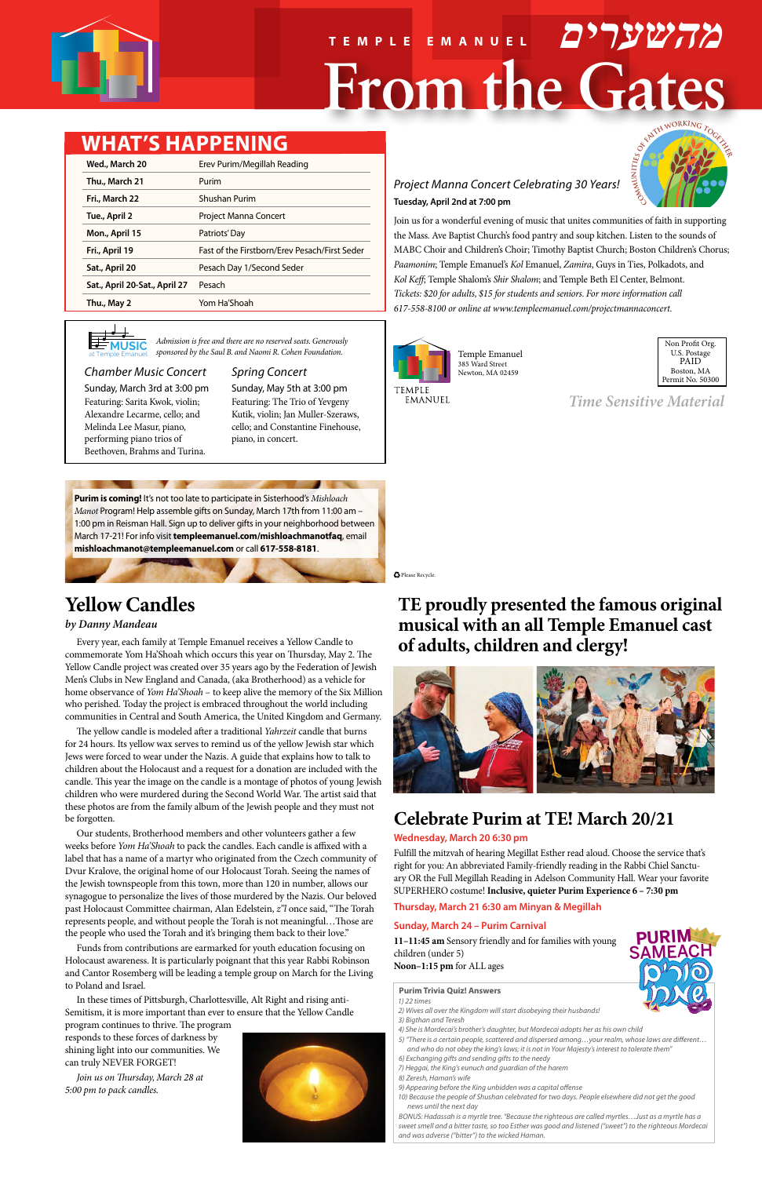TEMPLE EMANUEL מהשערים

# From the Gates

## WHAT'S HAPPENING

| | |
|---|---|
| Wed., March 20 | Erev Purim/Megillah Reading |
| Thu., March 21 | Purim |
| Fri., March 22 | Shushan Purim |
| Tue., April 2 | Project Manna Concert |
| Mon., April 15 | Patriots' Day |
| Fri., April 19 | Fast of the Firstborn/Erev Pesach/First Seder |
| Sat., April 20 | Pesach Day 1/Second Seder |
| Sat., April 20-Sat., April 27 | Pesach |
| Thu., May 2 | Yom Ha'Shoah |

MUSIC at Temple Emanuel

*Admission is free and there are no reserved seats. Generously sponsored by the Saul B. and Naomi R. Cohen Foundation.*

### *Chamber Music Concert*

Sunday, March 3rd at 3:00 pm
Featuring: Sarita Kwok, violin; Alexandre Lecarme, cello; and Melinda Lee Masur, piano, performing piano trios of Beethoven, Brahms and Turina.

### *Spring Concert*

Sunday, May 5th at 3:00 pm
Featuring: The Trio of Yevgeny Kutik, violin; Jan Muller-Szeraws, cello; and Constantine Finehouse, piano, in concert.

COMMUNITIES OF FAITH WORKING TOGETHER

### *Project Manna Concert Celebrating 30 Years!*

**Tuesday, April 2nd at 7:00 pm**

Join us for a wonderful evening of music that unites communities of faith in supporting the Mass. Ave Baptist Church's food pantry and soup kitchen. Listen to the sounds of MABC Choir and Children's Choir; Timothy Baptist Church; Boston Children's Chorus; *Paamonim*; Temple Emanuel's *Kol* Emanuel, *Zamira*, Guys in Ties, Polkadots, and *Kol Keff*; Temple Shalom's *Shir Shalom*; and Temple Beth El Center, Belmont. *Tickets: $20 for adults, $15 for students and seniors. For more information call 617-558-8100 or online at www.templeemanuel.com/projectmannaconcert.*

Temple Emanuel
385 Ward Street
Newton, MA 02459

TEMPLE EMANUEL

Non Profit Org.
U.S. Postage
PAID
Boston, MA
Permit No. 50300

*Time Sensitive Material*

**Purim is coming!** It's not too late to participate in Sisterhood's *Mishloach Manot* Program! Help assemble gifts on Sunday, March 17th from 11:00 am – 1:00 pm in Reisman Hall. Sign up to deliver gifts in your neighborhood between March 17-21! For info visit **templeemanuel.com/mishloachmanotfaq**, email **mishloachmanot@templeemanuel.com** or call **617-558-8181**.

Please Recycle.

## Yellow Candles

*by Danny Mandeau*

Every year, each family at Temple Emanuel receives a Yellow Candle to commemorate Yom Ha'Shoah which occurs this year on Thursday, May 2. The Yellow Candle project was created over 35 years ago by the Federation of Jewish Men's Clubs in New England and Canada, (aka Brotherhood) as a vehicle for home observance of *Yom Ha'Shoah* – to keep alive the memory of the Six Million who perished. Today the project is embraced throughout the world including communities in Central and South America, the United Kingdom and Germany.

The yellow candle is modeled after a traditional *Yahrzeit* candle that burns for 24 hours. Its yellow wax serves to remind us of the yellow Jewish star which Jews were forced to wear under the Nazis. A guide that explains how to talk to children about the Holocaust and a request for a donation are included with the candle. This year the image on the candle is a montage of photos of young Jewish children who were murdered during the Second World War. The artist said that these photos are from the family album of the Jewish people and they must not be forgotten.

Our students, Brotherhood members and other volunteers gather a few weeks before *Yom Ha'Shoah* to pack the candles. Each candle is affixed with a label that has a name of a martyr who originated from the Czech community of Dvur Kralove, the original home of our Holocaust Torah. Seeing the names of the Jewish townspeople from this town, more than 120 in number, allows our synagogue to personalize the lives of those murdered by the Nazis. Our beloved past Holocaust Committee chairman, Alan Edelstein, *z"l* once said, "The Torah represents people, and without people the Torah is not meaningful…Those are the people who used the Torah and it's bringing them back to their love."

Funds from contributions are earmarked for youth education focusing on Holocaust awareness. It is particularly poignant that this year Rabbi Robinson and Cantor Rosemberg will be leading a temple group on March for the Living to Poland and Israel.

In these times of Pittsburgh, Charlottesville, Alt Right and rising anti-Semitism, it is more important than ever to ensure that the Yellow Candle program continues to thrive. The program responds to these forces of darkness by shining light into our communities. We can truly NEVER FORGET!

*Join us on Thursday, March 28 at 5:00 pm to pack candles.*

## TE proudly presented the famous original musical with an all Temple Emanuel cast of adults, children and clergy!

## Celebrate Purim at TE! March 20/21

**Wednesday, March 20 6:30 pm**

Fulfill the mitzvah of hearing Megillat Esther read aloud. Choose the service that's right for you: An abbreviated Family-friendly reading in the Rabbi Chiel Sanctuary OR the Full Megillah Reading in Adelson Community Hall. Wear your favorite SUPERHERO costume! **Inclusive, quieter Purim Experience 6 – 7:30 pm**

**Thursday, March 21 6:30 am Minyan & Megillah**

**Sunday, March 24 – Purim Carnival**

**11–11:45 am** Sensory friendly and for families with young children (under 5)
**Noon–1:15 pm** for ALL ages

PURIM SAMEACH פורים שמח

**Purim Trivia Quiz! Answers**

*1) 22 times*
*2) Wives all over the Kingdom will start disobeying their husbands!*
*3) Bigthan and Teresh*
*4) She is Mordecai's brother's daughter, but Mordecai adopts her as his own child*
*5) "There is a certain people, scattered and dispersed among…your realm, whose laws are different… and who do not obey the king's laws; it is not in Your Majesty's interest to tolerate them"*
*6) Exchanging gifts and sending gifts to the needy*
*7) Heggai, the King's eunuch and guardian of the harem*
*8) Zeresh, Haman's wife*
*9) Appearing before the King unbidden was a capital offense*
*10) Because the people of Shushan celebrated for two days. People elsewhere did not get the good news until the next day*
*BONUS: Hadassah is a myrtle tree. "Because the righteous are called myrtles….Just as a myrtle has a sweet smell and a bitter taste, so too Esther was good and listened ("sweet") to the righteous Mordecai and was adverse ("bitter") to the wicked Haman.*